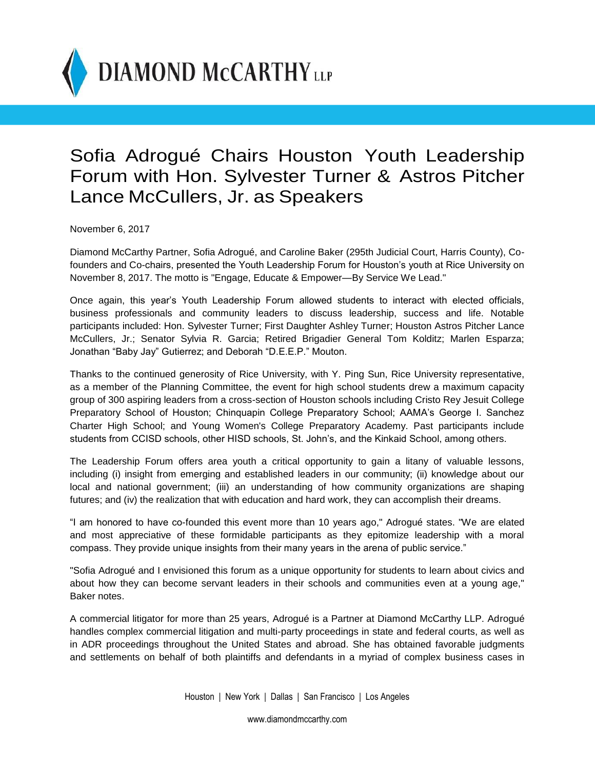# Sofia Adrogué Chairs Houston Youth Leadership Forum with Hon. Sylvester Turner & Astros Pitcher Lance McCullers, Jr. as Speakers

November 6, 2017

Diamond McCarthy Partner, Sofia Adrogué, and Caroline Baker (295th Judicial Court, Harris County), Co-founders and Co-chairs, presented the Youth Leadership Forum for Houston's youth at Rice University on November 8, 2017. The motto is "Engage, Educate & Empower—By Service We Lead."

Once again, this year's Youth Leadership Forum allowed students to interact with elected officials, business professionals and community leaders to discuss leadership, success and life. Notable participants included: Hon. Sylvester Turner; First Daughter Ashley Turner; Houston Astros Pitcher Lance McCullers, Jr.; Senator Sylvia R. Garcia; Retired Brigadier General Tom Kolditz; Marlen Esparza; Jonathan "Baby Jay" Gutierrez; and Deborah "D.E.E.P." Mouton.

Thanks to the continued generosity of Rice University, with Y. Ping Sun, Rice University representative, as a member of the Planning Committee, the event for high school students drew a maximum capacity group of 300 aspiring leaders from a cross-section of Houston schools including Cristo Rey Jesuit College Preparatory School of Houston; Chinquapin College Preparatory School; AAMA's George I. Sanchez Charter High School; and Young Women's College Preparatory Academy. Past participants include students from CCISD schools, other HISD schools, St. John's, and the Kinkaid School, among others.

The Leadership Forum offers area youth a critical opportunity to gain a litany of valuable lessons, including (i) insight from emerging and established leaders in our community; (ii) knowledge about our local and national government; (iii) an understanding of how community organizations are shaping futures; and (iv) the realization that with education and hard work, they can accomplish their dreams.

"I am honored to have co-founded this event more than 10 years ago," Adrogué states. "We are elated and most appreciative of these formidable participants as they epitomize leadership with a moral compass. They provide unique insights from their many years in the arena of public service."

"Sofia Adrogué and I envisioned this forum as a unique opportunity for students to learn about civics and about how they can become servant leaders in their schools and communities even at a young age," Baker notes.

A commercial litigator for more than 25 years, Adrogué is a Partner at Diamond McCarthy LLP. Adrogué handles complex commercial litigation and multi-party proceedings in state and federal courts, as well as in ADR proceedings throughout the United States and abroad. She has obtained favorable judgments and settlements on behalf of both plaintiffs and defendants in a myriad of complex business cases in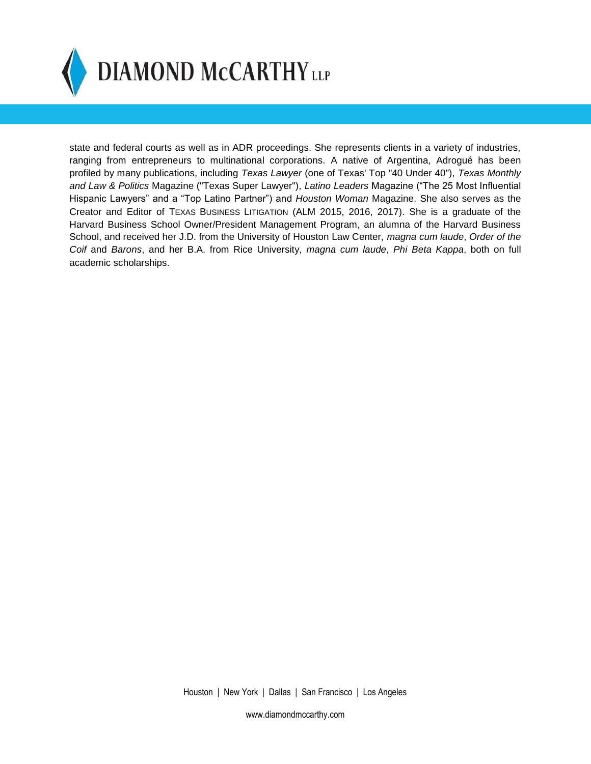state and federal courts as well as in ADR proceedings. She represents clients in a variety of industries, ranging from entrepreneurs to multinational corporations. A native of Argentina, Adrogué has been profiled by many publications, including *Texas Lawyer* (one of Texas' Top "40 Under 40"), *Texas Monthly and Law & Politics* Magazine ("Texas Super Lawyer"), *Latino Leaders* Magazine ("The 25 Most Influential Hispanic Lawyers" and a "Top Latino Partner") and *Houston Woman* Magazine. She also serves as the Creator and Editor of TEXAS BUSINESS LITIGATION (ALM 2015, 2016, 2017). She is a graduate of the Harvard Business School Owner/President Management Program, an alumna of the Harvard Business School, and received her J.D. from the University of Houston Law Center, *magna cum laude*, *Order of the Coif* and *Barons*, and her B.A. from Rice University, *magna cum laude*, *Phi Beta Kappa*, both on full academic scholarships.